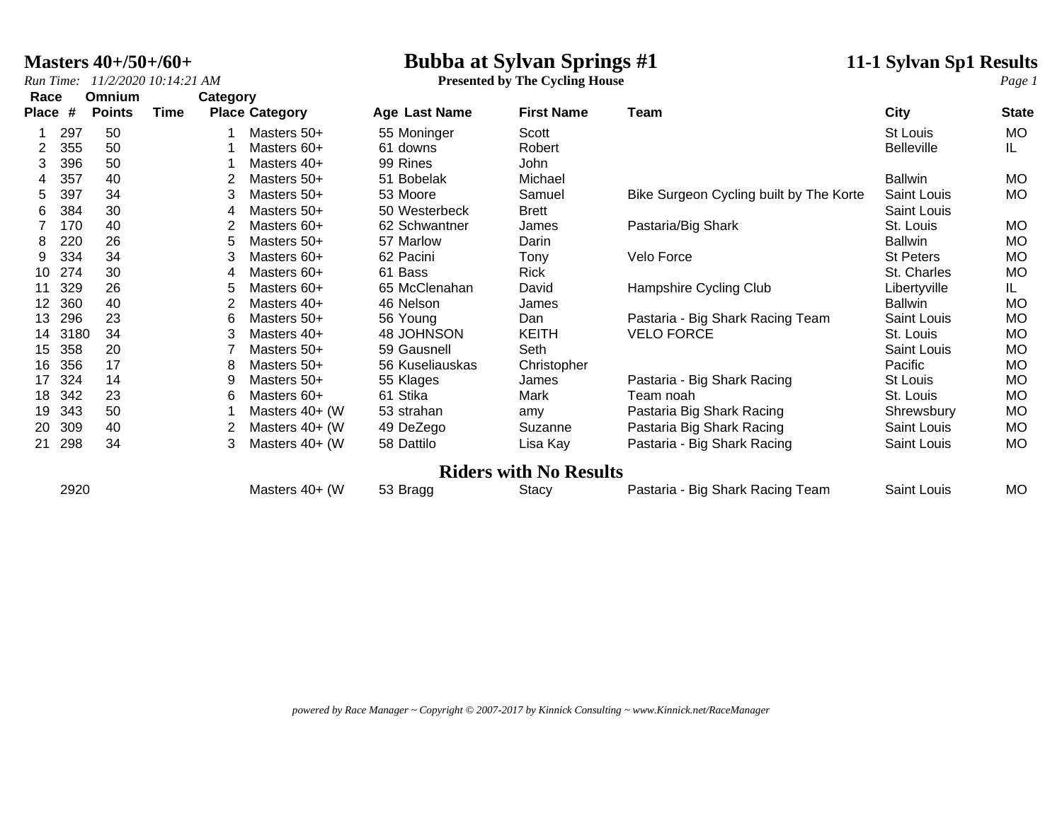# Bubba at Sylvan Springs #1

**Presented by The Cycling House**

## Masters 40+/50+/60+

*Run Time: 11/2/2020 10:14:21 AM*

**11-1 Sylvan Sp1 Results**

| Race Place | # | Omnium Points | Time | Category Place | Category | Age | Last Name | First Name | Team | City | State |
|---|---|---|---|---|---|---|---|---|---|---|---|
| 1 | 297 | 50 | | 1 | Masters 50+ | 55 | Moninger | Scott | | St Louis | MO |
| 2 | 355 | 50 | | 1 | Masters 60+ | 61 | downs | Robert | | Belleville | IL |
| 3 | 396 | 50 | | 1 | Masters 40+ | 99 | Rines | John | | | |
| 4 | 357 | 40 | | 2 | Masters 50+ | 51 | Bobelak | Michael | | Ballwin | MO |
| 5 | 397 | 34 | | 3 | Masters 50+ | 53 | Moore | Samuel | Bike Surgeon Cycling built by The Korte | Saint Louis | MO |
| 6 | 384 | 30 | | 4 | Masters 50+ | 50 | Westerbeck | Brett | | Saint Louis | |
| 7 | 170 | 40 | | 2 | Masters 60+ | 62 | Schwantner | James | Pastaria/Big Shark | St. Louis | MO |
| 8 | 220 | 26 | | 5 | Masters 50+ | 57 | Marlow | Darin | | Ballwin | MO |
| 9 | 334 | 34 | | 3 | Masters 60+ | 62 | Pacini | Tony | Velo Force | St Peters | MO |
| 10 | 274 | 30 | | 4 | Masters 60+ | 61 | Bass | Rick | | St. Charles | MO |
| 11 | 329 | 26 | | 5 | Masters 60+ | 65 | McClenahan | David | Hampshire Cycling Club | Libertyville | IL |
| 12 | 360 | 40 | | 2 | Masters 40+ | 46 | Nelson | James | | Ballwin | MO |
| 13 | 296 | 23 | | 6 | Masters 50+ | 56 | Young | Dan | Pastaria - Big Shark Racing Team | Saint Louis | MO |
| 14 | 3180 | 34 | | 3 | Masters 40+ | 48 | JOHNSON | KEITH | VELO FORCE | St. Louis | MO |
| 15 | 358 | 20 | | 7 | Masters 50+ | 59 | Gausnell | Seth | | Saint Louis | MO |
| 16 | 356 | 17 | | 8 | Masters 50+ | 56 | Kuseliauskas | Christopher | | Pacific | MO |
| 17 | 324 | 14 | | 9 | Masters 50+ | 55 | Klages | James | Pastaria - Big Shark Racing | St Louis | MO |
| 18 | 342 | 23 | | 6 | Masters 60+ | 61 | Stika | Mark | Team noah | St. Louis | MO |
| 19 | 343 | 50 | | 1 | Masters 40+ (W | 53 | strahan | amy | Pastaria Big Shark Racing | Shrewsbury | MO |
| 20 | 309 | 40 | | 2 | Masters 40+ (W | 49 | DeZego | Suzanne | Pastaria Big Shark Racing | Saint Louis | MO |
| 21 | 298 | 34 | | 3 | Masters 40+ (W | 58 | Dattilo | Lisa Kay | Pastaria - Big Shark Racing | Saint Louis | MO |

## Riders with No Results

| Race Place | # | Omnium Points | Time | Category Place | Category | Age | Last Name | First Name | Team | City | State |
|---|---|---|---|---|---|---|---|---|---|---|---|
| | 2920 | | | | Masters 40+ (W | 53 | Bragg | Stacy | Pastaria - Big Shark Racing Team | Saint Louis | MO |

*powered by Race Manager ~ Copyright © 2007-2017 by Kinnick Consulting ~ www.Kinnick.net/RaceManager*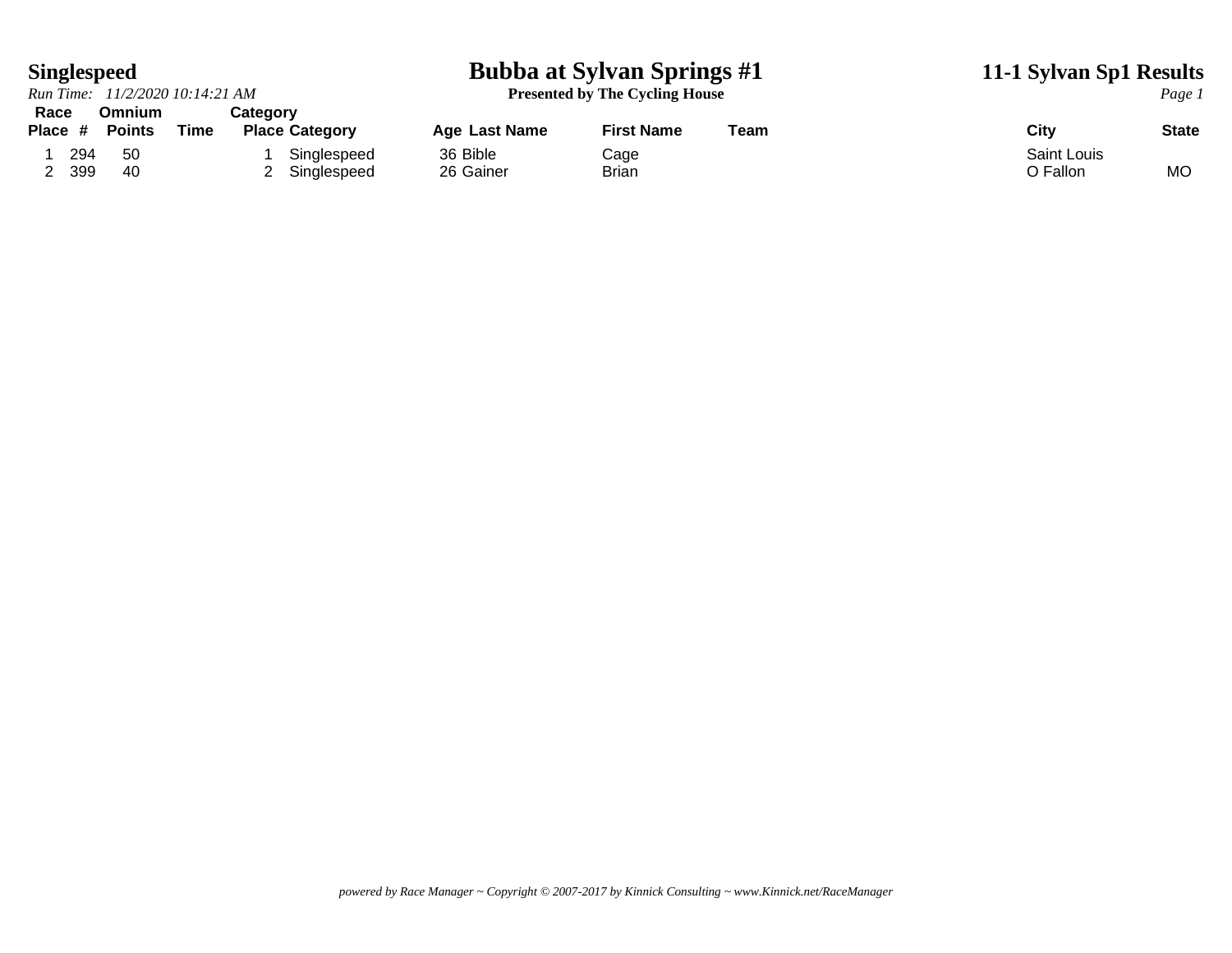# Singlespeed

*Run Time: 11/2/2020 10:14:21 AM*

## Bubba at Sylvan Springs #1

**Presented by The Cycling House**

## 11-1 Sylvan Sp1 Results

| Race Place | # | Omnium Points | Time | Category Place | Category | Age | Last Name | First Name | Team | City | State |
|---|---|---|---|---|---|---|---|---|---|---|---|
| 1 | 294 | 50 | | 1 | Singlespeed | 36 | Bible | Cage | | Saint Louis | |
| 2 | 399 | 40 | | 2 | Singlespeed | 26 | Gainer | Brian | | O Fallon | MO |

*powered by Race Manager ~ Copyright © 2007-2017 by Kinnick Consulting ~ www.Kinnick.net/RaceManager*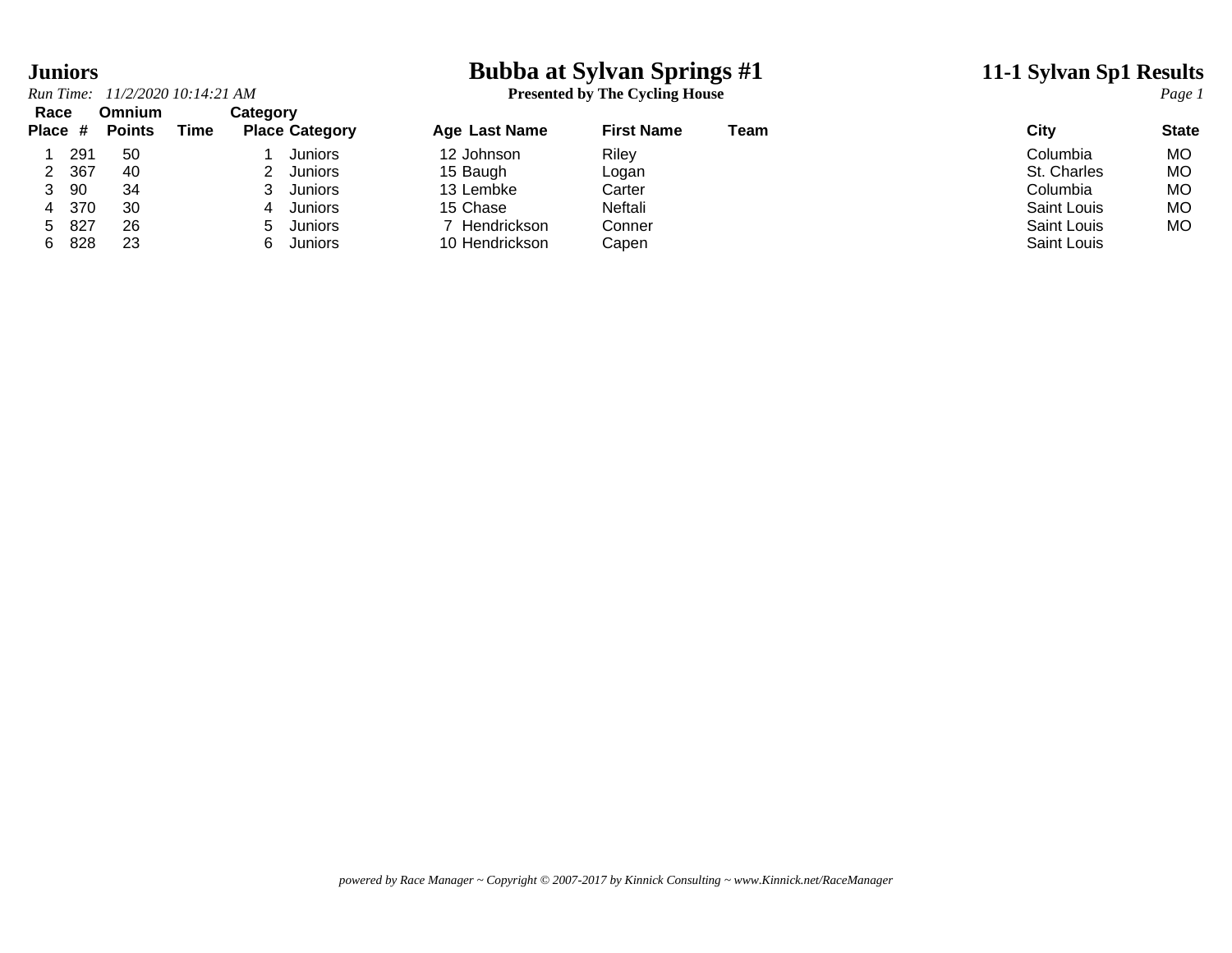# Juniors

*Run Time: 11/2/2020 10:14:21 AM*

## Bubba at Sylvan Springs #1

**Presented by The Cycling House**

## 11-1 Sylvan Sp1 Results

| Race Place | # | Omnium Points | Time | Category Place | Category | Age | Last Name | First Name | Team | City | State |
|---|---|---|---|---|---|---|---|---|---|---|---|
| 1 | 291 | 50 | | 1 | Juniors | 12 | Johnson | Riley | | Columbia | MO |
| 2 | 367 | 40 | | 2 | Juniors | 15 | Baugh | Logan | | St. Charles | MO |
| 3 | 90 | 34 | | 3 | Juniors | 13 | Lembke | Carter | | Columbia | MO |
| 4 | 370 | 30 | | 4 | Juniors | 15 | Chase | Neftali | | Saint Louis | MO |
| 5 | 827 | 26 | | 5 | Juniors | 7 | Hendrickson | Conner | | Saint Louis | MO |
| 6 | 828 | 23 | | 6 | Juniors | 10 | Hendrickson | Capen | | Saint Louis | |

*powered by Race Manager ~ Copyright © 2007-2017 by Kinnick Consulting ~ www.Kinnick.net/RaceManager*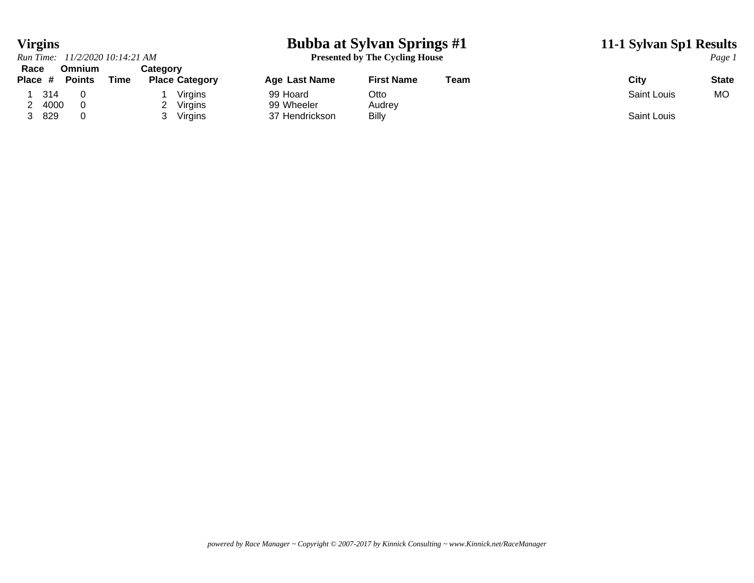# Bubba at Sylvan Springs #1

**Presented by The Cycling House**

## Virgins

*Run Time: 11/2/2020 10:14:21 AM*

**11-1 Sylvan Sp1 Results**

| Race Place | # | Omnium Points | Time | Category Place | Category | Age | Last Name | First Name | Team | City | State |
|---|---|---|---|---|---|---|---|---|---|---|---|
| 1 | 314 | 0 | | 1 | Virgins | 99 | Hoard | Otto | | Saint Louis | MO |
| 2 | 4000 | 0 | | 2 | Virgins | 99 | Wheeler | Audrey | | | |
| 3 | 829 | 0 | | 3 | Virgins | 37 | Hendrickson | Billy | | Saint Louis | |

*powered by Race Manager ~ Copyright © 2007-2017 by Kinnick Consulting ~ www.Kinnick.net/RaceManager*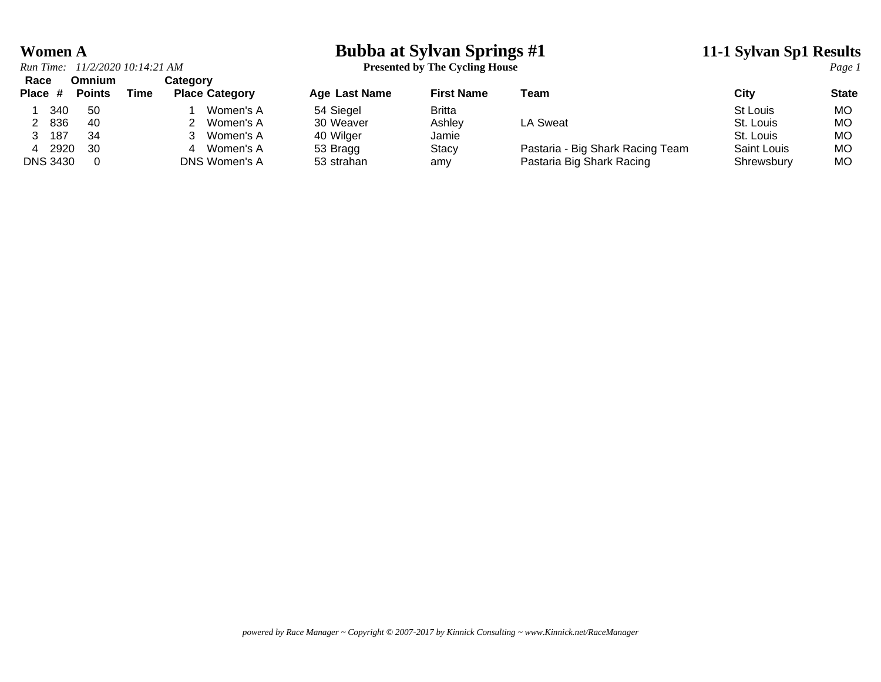# Women A

## Bubba at Sylvan Springs #1

**Presented by The Cycling House**

## 11-1 Sylvan Sp1 Results

*Run Time: 11/2/2020 10:14:21 AM*

| Race Place | # | Omnium Points | Time | Category Place | Category | Age | Last Name | First Name | Team | City | State |
|---|---|---|---|---|---|---|---|---|---|---|---|
| 1 | 340 | 50 | | 1 | Women's A | 54 | Siegel | Britta | | St Louis | MO |
| 2 | 836 | 40 | | 2 | Women's A | 30 | Weaver | Ashley | LA Sweat | St. Louis | MO |
| 3 | 187 | 34 | | 3 | Women's A | 40 | Wilger | Jamie | | St. Louis | MO |
| 4 | 2920 | 30 | | 4 | Women's A | 53 | Bragg | Stacy | Pastaria - Big Shark Racing Team | Saint Louis | MO |
| DNS | 3430 | 0 | | DNS | Women's A | 53 | strahan | amy | Pastaria Big Shark Racing | Shrewsbury | MO |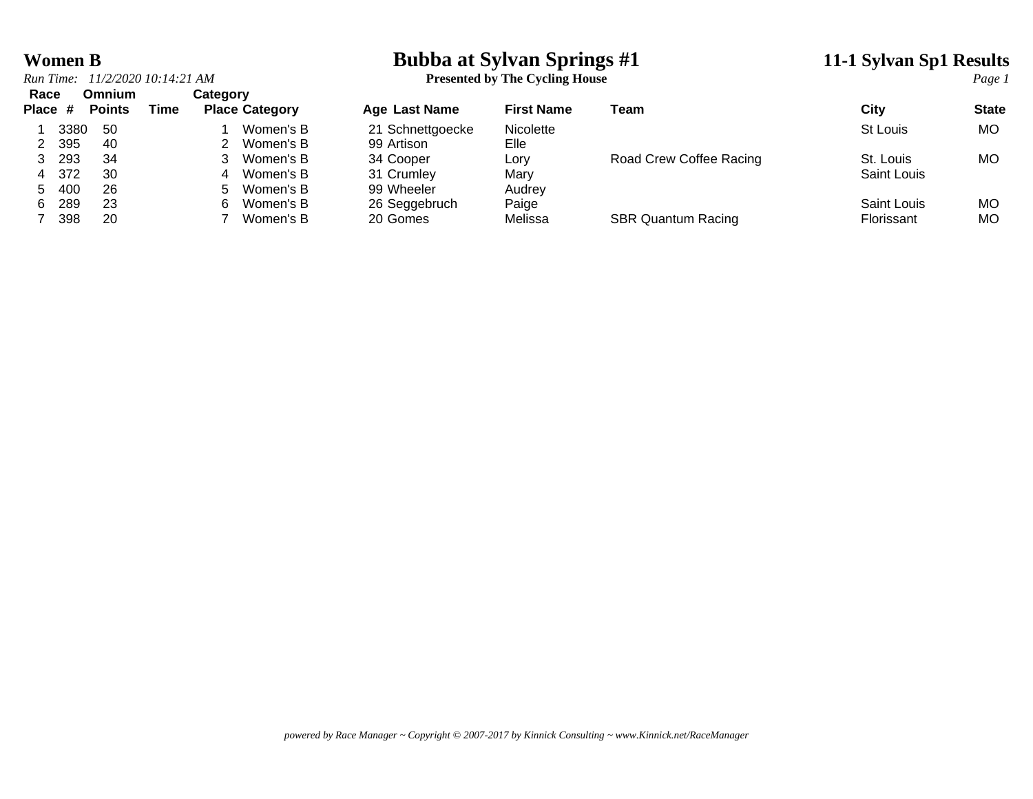# Women B

## Bubba at Sylvan Springs #1

**Presented by The Cycling House**

**11-1 Sylvan Sp1 Results**

*Run Time: 11/2/2020 10:14:21 AM*

| Race Place | # | Omnium Points | Time | Category Place | Category | Age | Last Name | First Name | Team | City | State |
|---|---|---|---|---|---|---|---|---|---|---|---|
| 1 | 3380 | 50 | | 1 | Women's B | 21 | Schnettgoecke | Nicolette | | St Louis | MO |
| 2 | 395 | 40 | | 2 | Women's B | 99 | Artison | Elle | | | |
| 3 | 293 | 34 | | 3 | Women's B | 34 | Cooper | Lory | Road Crew Coffee Racing | St. Louis | MO |
| 4 | 372 | 30 | | 4 | Women's B | 31 | Crumley | Mary | | Saint Louis | |
| 5 | 400 | 26 | | 5 | Women's B | 99 | Wheeler | Audrey | | | |
| 6 | 289 | 23 | | 6 | Women's B | 26 | Seggebruch | Paige | | Saint Louis | MO |
| 7 | 398 | 20 | | 7 | Women's B | 20 | Gomes | Melissa | SBR Quantum Racing | Florissant | MO |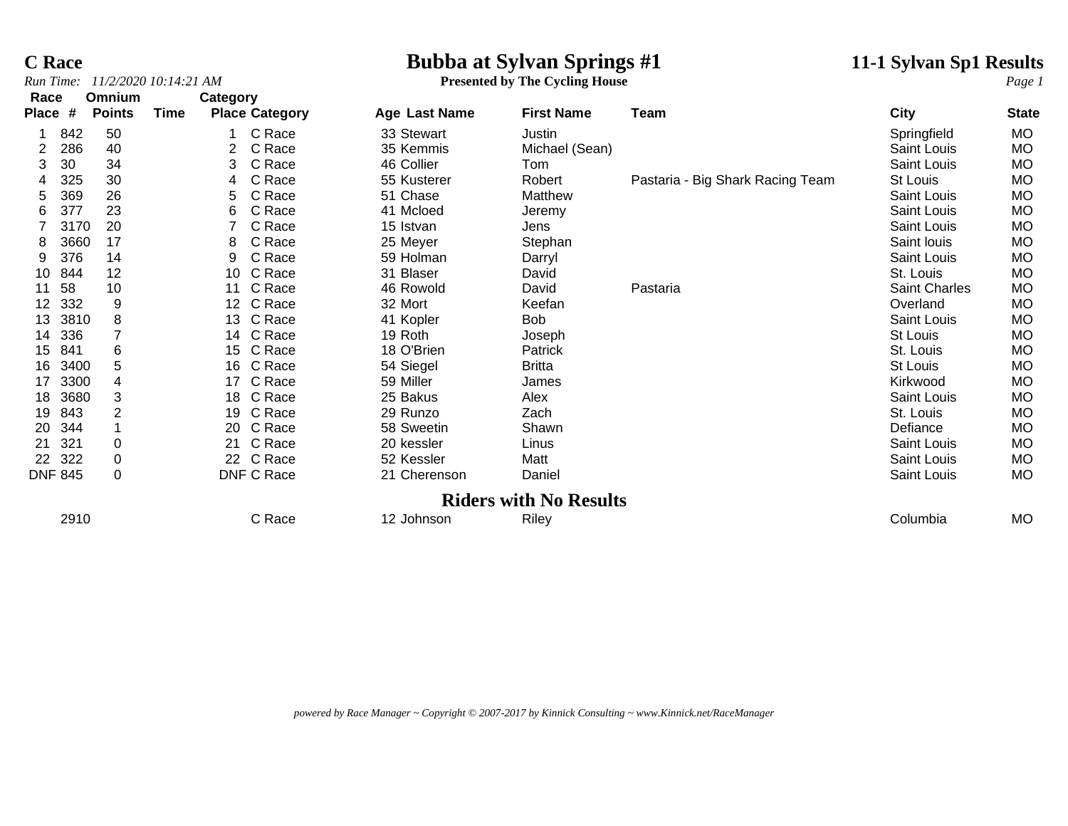# C Race

## Bubba at Sylvan Springs #1

**Presented by The Cycling House**

**11-1 Sylvan Sp1 Results**

*Run Time: 11/2/2020 10:14:21 AM*

| Race Place | # | Omnium Points | Time | Category Place | Category | Age | Last Name | First Name | Team | City | State |
|---|---|---|---|---|---|---|---|---|---|---|---|
| 1 | 842 | 50 | | 1 | C Race | 33 | Stewart | Justin | | Springfield | MO |
| 2 | 286 | 40 | | 2 | C Race | 35 | Kemmis | Michael (Sean) | | Saint Louis | MO |
| 3 | 30 | 34 | | 3 | C Race | 46 | Collier | Tom | | Saint Louis | MO |
| 4 | 325 | 30 | | 4 | C Race | 55 | Kusterer | Robert | Pastaria - Big Shark Racing Team | St Louis | MO |
| 5 | 369 | 26 | | 5 | C Race | 51 | Chase | Matthew | | Saint Louis | MO |
| 6 | 377 | 23 | | 6 | C Race | 41 | Mcloed | Jeremy | | Saint Louis | MO |
| 7 | 3170 | 20 | | 7 | C Race | 15 | Istvan | Jens | | Saint Louis | MO |
| 8 | 3660 | 17 | | 8 | C Race | 25 | Meyer | Stephan | | Saint louis | MO |
| 9 | 376 | 14 | | 9 | C Race | 59 | Holman | Darryl | | Saint Louis | MO |
| 10 | 844 | 12 | | 10 | C Race | 31 | Blaser | David | | St. Louis | MO |
| 11 | 58 | 10 | | 11 | C Race | 46 | Rowold | David | Pastaria | Saint Charles | MO |
| 12 | 332 | 9 | | 12 | C Race | 32 | Mort | Keefan | | Overland | MO |
| 13 | 3810 | 8 | | 13 | C Race | 41 | Kopler | Bob | | Saint Louis | MO |
| 14 | 336 | 7 | | 14 | C Race | 19 | Roth | Joseph | | St Louis | MO |
| 15 | 841 | 6 | | 15 | C Race | 18 | O'Brien | Patrick | | St. Louis | MO |
| 16 | 3400 | 5 | | 16 | C Race | 54 | Siegel | Britta | | St Louis | MO |
| 17 | 3300 | 4 | | 17 | C Race | 59 | Miller | James | | Kirkwood | MO |
| 18 | 3680 | 3 | | 18 | C Race | 25 | Bakus | Alex | | Saint Louis | MO |
| 19 | 843 | 2 | | 19 | C Race | 29 | Runzo | Zach | | St. Louis | MO |
| 20 | 344 | 1 | | 20 | C Race | 58 | Sweetin | Shawn | | Defiance | MO |
| 21 | 321 | 0 | | 21 | C Race | 20 | kessler | Linus | | Saint Louis | MO |
| 22 | 322 | 0 | | 22 | C Race | 52 | Kessler | Matt | | Saint Louis | MO |
| DNF | 845 | 0 | | DNF | C Race | 21 | Cherenson | Daniel | | Saint Louis | MO |

## Riders with No Results

| Race Place | # | Omnium Points | Time | Category Place | Category | Age | Last Name | First Name | Team | City | State |
|---|---|---|---|---|---|---|---|---|---|---|---|
| | 2910 | | | | C Race | 12 | Johnson | Riley | | Columbia | MO |

*powered by Race Manager ~ Copyright © 2007-2017 by Kinnick Consulting ~ www.Kinnick.net/RaceManager*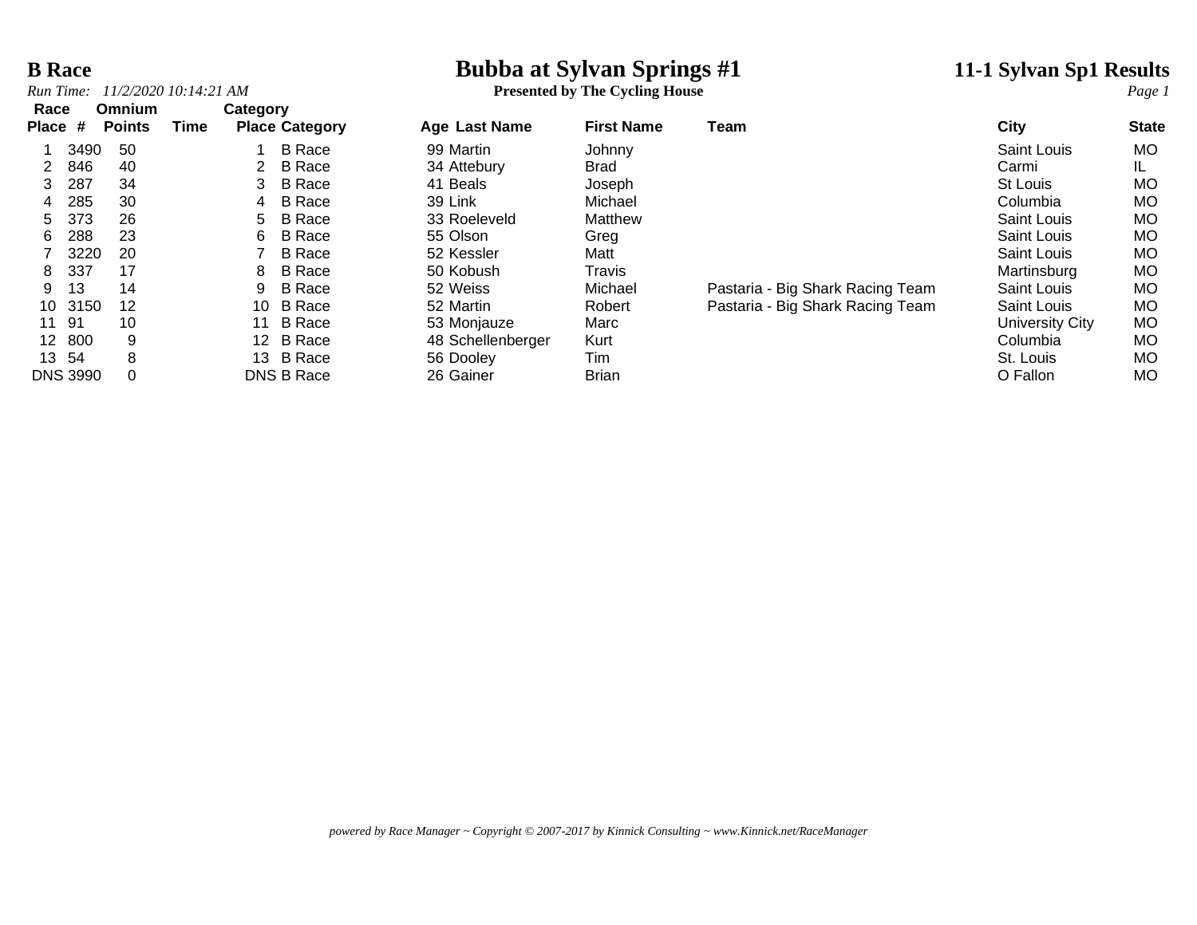# B Race

## Bubba at Sylvan Springs #1

**Presented by The Cycling House**

## 11-1 Sylvan Sp1 Results

*Run Time: 11/2/2020 10:14:21 AM*

| Race Place | # | Omnium Points | Time | Category Place | Category | Age | Last Name | First Name | Team | City | State |
|---|---|---|---|---|---|---|---|---|---|---|---|
| 1 | 3490 | 50 | | 1 | B Race | 99 | Martin | Johnny | | Saint Louis | MO |
| 2 | 846 | 40 | | 2 | B Race | 34 | Attebury | Brad | | Carmi | IL |
| 3 | 287 | 34 | | 3 | B Race | 41 | Beals | Joseph | | St Louis | MO |
| 4 | 285 | 30 | | 4 | B Race | 39 | Link | Michael | | Columbia | MO |
| 5 | 373 | 26 | | 5 | B Race | 33 | Roeleveld | Matthew | | Saint Louis | MO |
| 6 | 288 | 23 | | 6 | B Race | 55 | Olson | Greg | | Saint Louis | MO |
| 7 | 3220 | 20 | | 7 | B Race | 52 | Kessler | Matt | | Saint Louis | MO |
| 8 | 337 | 17 | | 8 | B Race | 50 | Kobush | Travis | | Martinsburg | MO |
| 9 | 13 | 14 | | 9 | B Race | 52 | Weiss | Michael | Pastaria - Big Shark Racing Team | Saint Louis | MO |
| 10 | 3150 | 12 | | 10 | B Race | 52 | Martin | Robert | Pastaria - Big Shark Racing Team | Saint Louis | MO |
| 11 | 91 | 10 | | 11 | B Race | 53 | Monjauze | Marc | | University City | MO |
| 12 | 800 | 9 | | 12 | B Race | 48 | Schellenberger | Kurt | | Columbia | MO |
| 13 | 54 | 8 | | 13 | B Race | 56 | Dooley | Tim | | St. Louis | MO |
| DNS | 3990 | 0 | | DNS | B Race | 26 | Gainer | Brian | | O Fallon | MO |

*powered by Race Manager ~ Copyright © 2007-2017 by Kinnick Consulting ~ www.Kinnick.net/RaceManager*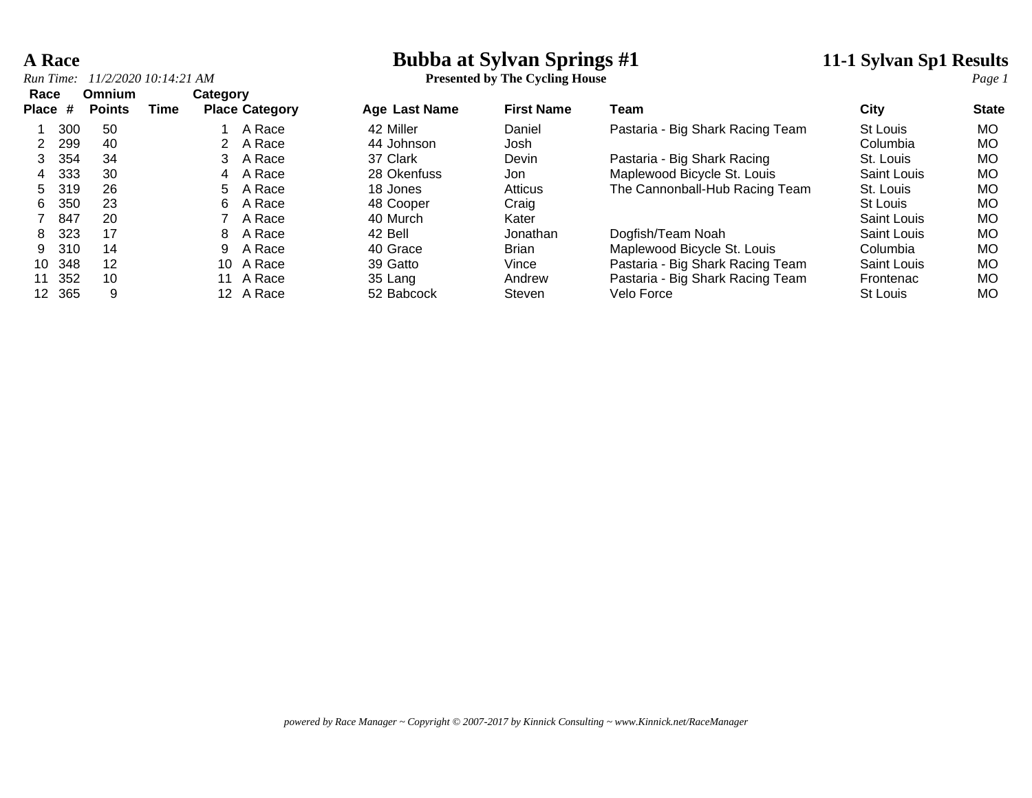# A Race

*Run Time: 11/2/2020 10:14:21 AM*

# Bubba at Sylvan Springs #1

**Presented by The Cycling House**

## 11-1 Sylvan Sp1 Results

| Race Place | # | Omnium Points | Time | Category Place | Category | Age | Last Name | First Name | Team | City | State |
|---|---|---|---|---|---|---|---|---|---|---|---|
| 1 | 300 | 50 | | 1 | A Race | 42 | Miller | Daniel | Pastaria - Big Shark Racing Team | St Louis | MO |
| 2 | 299 | 40 | | 2 | A Race | 44 | Johnson | Josh | | Columbia | MO |
| 3 | 354 | 34 | | 3 | A Race | 37 | Clark | Devin | Pastaria - Big Shark Racing | St. Louis | MO |
| 4 | 333 | 30 | | 4 | A Race | 28 | Okenfuss | Jon | Maplewood Bicycle St. Louis | Saint Louis | MO |
| 5 | 319 | 26 | | 5 | A Race | 18 | Jones | Atticus | The Cannonball-Hub Racing Team | St. Louis | MO |
| 6 | 350 | 23 | | 6 | A Race | 48 | Cooper | Craig | | St Louis | MO |
| 7 | 847 | 20 | | 7 | A Race | 40 | Murch | Kater | | Saint Louis | MO |
| 8 | 323 | 17 | | 8 | A Race | 42 | Bell | Jonathan | Dogfish/Team Noah | Saint Louis | MO |
| 9 | 310 | 14 | | 9 | A Race | 40 | Grace | Brian | Maplewood Bicycle St. Louis | Columbia | MO |
| 10 | 348 | 12 | | 10 | A Race | 39 | Gatto | Vince | Pastaria - Big Shark Racing Team | Saint Louis | MO |
| 11 | 352 | 10 | | 11 | A Race | 35 | Lang | Andrew | Pastaria - Big Shark Racing Team | Frontenac | MO |
| 12 | 365 | 9 | | 12 | A Race | 52 | Babcock | Steven | Velo Force | St Louis | MO |

*powered by Race Manager ~ Copyright © 2007-2017 by Kinnick Consulting ~ www.Kinnick.net/RaceManager*